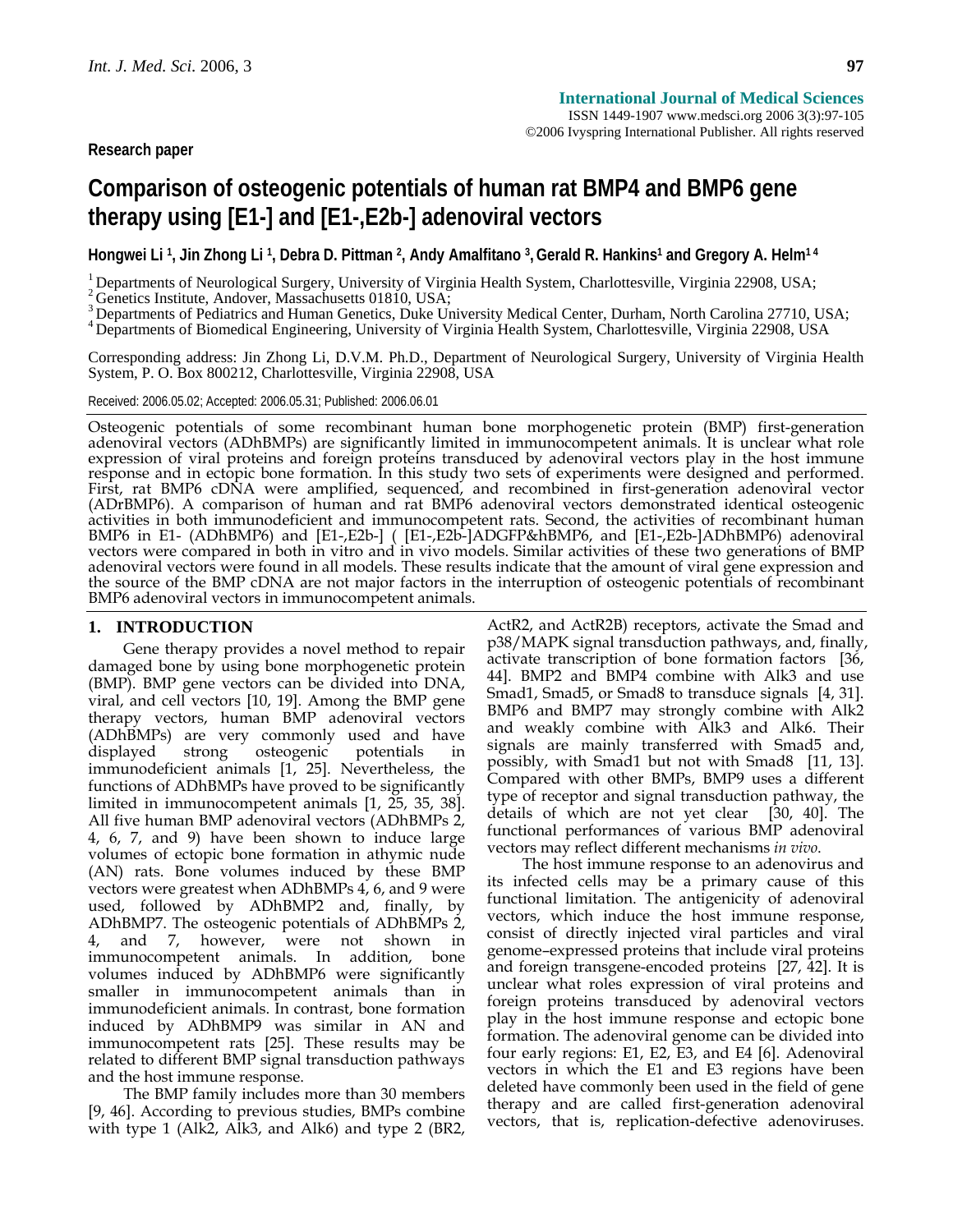Research paper

# Comparison of osteogenic potentials of human rat BMP4 and BMP6 gene therapy using [E1-] and [E1-,E2b-] adenoviral vectors

**Hongwei Li [1], Jin Zhong Li [1], Debra D. Pittman [2], Andy Amalfitano [3], Gerald R. Hankins[1] and Gregory A. Helm[1 4]**

[1] Departments of Neurological Surgery, University of Virginia Health System, Charlottesville, Virginia 22908, USA;
[2] Genetics Institute, Andover, Massachusetts 01810, USA;
[3] Departments of Pediatrics and Human Genetics, Duke University Medical Center, Durham, North Carolina 27710, USA;
[4] Departments of Biomedical Engineering, University of Virginia Health System, Charlottesville, Virginia 22908, USA

Corresponding address: Jin Zhong Li, D.V.M. Ph.D., Department of Neurological Surgery, University of Virginia Health System, P. O. Box 800212, Charlottesville, Virginia 22908, USA

Received: 2006.05.02; Accepted: 2006.05.31; Published: 2006.06.01

Osteogenic potentials of some recombinant human bone morphogenetic protein (BMP) first-generation adenoviral vectors (ADhBMPs) are significantly limited in immunocompetent animals. It is unclear what role expression of viral proteins and foreign proteins transduced by adenoviral vectors play in the host immune response and in ectopic bone formation. In this study two sets of experiments were designed and performed. First, rat BMP6 cDNA were amplified, sequenced, and recombined in first-generation adenoviral vector (ADrBMP6). A comparison of human and rat BMP6 adenoviral vectors demonstrated identical osteogenic activities in both immunodeficient and immunocompetent rats. Second, the activities of recombinant human BMP6 in E1- (ADhBMP6) and [E1-,E2b-] ( [E1-,E2b-]ADGFP&hBMP6, and [E1-,E2b-]ADhBMP6) adenoviral vectors were compared in both in vitro and in vivo models. Similar activities of these two generations of BMP adenoviral vectors were found in all models. These results indicate that the amount of viral gene expression and the source of the BMP cDNA are not major factors in the interruption of osteogenic potentials of recombinant BMP6 adenoviral vectors in immunocompetent animals.

## 1. INTRODUCTION

Gene therapy provides a novel method to repair damaged bone by using bone morphogenetic protein (BMP). BMP gene vectors can be divided into DNA, viral, and cell vectors [10, 19]. Among the BMP gene therapy vectors, human BMP adenoviral vectors (ADhBMPs) are very commonly used and have displayed strong osteogenic potentials in immunodeficient animals [1, 25]. Nevertheless, the functions of ADhBMPs have proved to be significantly limited in immunocompetent animals [1, 25, 35, 38]. All five human BMP adenoviral vectors (ADhBMPs 2, 4, 6, 7, and 9) have been shown to induce large volumes of ectopic bone formation in athymic nude (AN) rats. Bone volumes induced by these BMP vectors were greatest when ADhBMPs 4, 6, and 9 were used, followed by ADhBMP2 and, finally, by ADhBMP7. The osteogenic potentials of ADhBMPs 2, 4, and 7, however, were not shown in immunocompetent animals. In addition, bone volumes induced by ADhBMP6 were significantly smaller in immunocompetent animals than in immunodeficient animals. In contrast, bone formation induced by ADhBMP9 was similar in AN and immunocompetent rats [25]. These results may be related to different BMP signal transduction pathways and the host immune response.

The BMP family includes more than 30 members [9, 46]. According to previous studies, BMPs combine with type 1 (Alk2, Alk3, and Alk6) and type 2 (BR2, ActR2, and ActR2B) receptors, activate the Smad and p38/MAPK signal transduction pathways, and, finally, activate transcription of bone formation factors [36, 44]. BMP2 and BMP4 combine with Alk3 and use Smad1, Smad5, or Smad8 to transduce signals [4, 31]. BMP6 and BMP7 may strongly combine with Alk2 and weakly combine with Alk3 and Alk6. Their signals are mainly transferred with Smad5 and, possibly, with Smad1 but not with Smad8 [11, 13]. Compared with other BMPs, BMP9 uses a different type of receptor and signal transduction pathway, the details of which are not yet clear [30, 40]. The functional performances of various BMP adenoviral vectors may reflect different mechanisms *in vivo*.

The host immune response to an adenovirus and its infected cells may be a primary cause of this functional limitation. The antigenicity of adenoviral vectors, which induce the host immune response, consist of directly injected viral particles and viral genome–expressed proteins that include viral proteins and foreign transgene-encoded proteins [27, 42]. It is unclear what roles expression of viral proteins and foreign proteins transduced by adenoviral vectors play in the host immune response and ectopic bone formation. The adenoviral genome can be divided into four early regions: E1, E2, E3, and E4 [6]. Adenoviral vectors in which the E1 and E3 regions have been deleted have commonly been used in the field of gene therapy and are called first-generation adenoviral vectors, that is, replication-defective adenoviruses.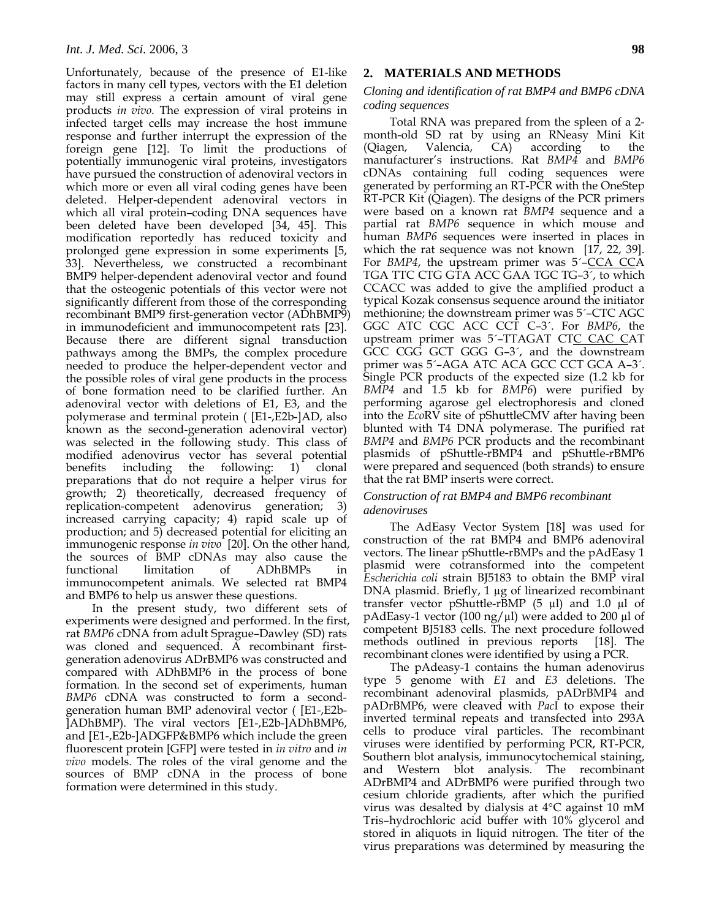Unfortunately, because of the presence of E1-like factors in many cell types, vectors with the E1 deletion may still express a certain amount of viral gene products *in vivo*. The expression of viral proteins in infected target cells may increase the host immune response and further interrupt the expression of the foreign gene [12]. To limit the productions of potentially immunogenic viral proteins, investigators have pursued the construction of adenoviral vectors in which more or even all viral coding genes have been deleted. Helper-dependent adenoviral vectors in which all viral protein–coding DNA sequences have been deleted have been developed [34, 45]. This modification reportedly has reduced toxicity and prolonged gene expression in some experiments [5, 33]. Nevertheless, we constructed a recombinant BMP9 helper-dependent adenoviral vector and found that the osteogenic potentials of this vector were not significantly different from those of the corresponding recombinant BMP9 first-generation vector (ADhBMP9) in immunodeficient and immunocompetent rats [23]. Because there are different signal transduction pathways among the BMPs, the complex procedure needed to produce the helper-dependent vector and the possible roles of viral gene products in the process of bone formation need to be clarified further. An adenoviral vector with deletions of E1, E3, and the polymerase and terminal protein ( [E1-,E2b-]AD, also known as the second-generation adenoviral vector) was selected in the following study. This class of modified adenovirus vector has several potential benefits including the following: 1) clonal preparations that do not require a helper virus for growth; 2) theoretically, decreased frequency of replication-competent adenovirus generation; 3) increased carrying capacity; 4) rapid scale up of production; and 5) decreased potential for eliciting an immunogenic response *in vivo* [20]. On the other hand, the sources of BMP cDNAs may also cause the functional limitation of ADhBMPs in immunocompetent animals. We selected rat BMP4 and BMP6 to help us answer these questions.

In the present study, two different sets of experiments were designed and performed. In the first, rat *BMP6* cDNA from adult Sprague–Dawley (SD) rats was cloned and sequenced. A recombinant first-generation adenovirus ADrBMP6 was constructed and compared with ADhBMP6 in the process of bone formation. In the second set of experiments, human *BMP6* cDNA was constructed to form a second-generation human BMP adenoviral vector ( [E1-,E2b-]ADhBMP). The viral vectors [E1-,E2b-]ADhBMP6, and [E1-,E2b-]ADGFP&BMP6 which include the green fluorescent protein [GFP] were tested in *in vitro* and *in vivo* models. The roles of the viral genome and the sources of BMP cDNA in the process of bone formation were determined in this study.

## 2. MATERIALS AND METHODS

### *Cloning and identification of rat BMP4 and BMP6 cDNA coding sequences*

Total RNA was prepared from the spleen of a 2-month-old SD rat by using an RNeasy Mini Kit (Qiagen, Valencia, CA) according to the manufacturer's instructions. Rat *BMP4* and *BMP6* cDNAs containing full coding sequences were generated by performing an RT-PCR with the OneStep RT-PCR Kit (Qiagen). The designs of the PCR primers were based on a known rat *BMP4* sequence and a partial rat *BMP6* sequence in which mouse and human *BMP6* sequences were inserted in places in which the rat sequence was not known [17, 22, 39]. For *BMP4*, the upstream primer was 5´–CCA CCA TGA TTC CTG GTA ACC GAA TGC TG–3´, to which CCACC was added to give the amplified product a typical Kozak consensus sequence around the initiator methionine; the downstream primer was 5´–CTC AGC GGC ATC CGC ACC CCT C–3´. For *BMP6*, the upstream primer was 5´–TTAGAT CTC CAC CAT GCC CGG GCT GGG G–3´, and the downstream primer was 5´–AGA ATC ACA GCC CCT GCA A–3´. Single PCR products of the expected size (1.2 kb for *BMP4* and 1.5 kb for *BMP6*) were purified by performing agarose gel electrophoresis and cloned into the *Eco*RV site of pShuttleCMV after having been blunted with T4 DNA polymerase. The purified rat *BMP4* and *BMP6* PCR products and the recombinant plasmids of pShuttle-rBMP4 and pShuttle-rBMP6 were prepared and sequenced (both strands) to ensure that the rat BMP inserts were correct.

### *Construction of rat BMP4 and BMP6 recombinant adenoviruses*

The AdEasy Vector System [18] was used for construction of the rat BMP4 and BMP6 adenoviral vectors. The linear pShuttle-rBMPs and the pAdEasy 1 plasmid were cotransformed into the competent *Escherichia coli* strain BJ5183 to obtain the BMP viral DNA plasmid. Briefly, 1 µg of linearized recombinant transfer vector pShuttle-rBMP (5 µl) and 1.0 µl of pAdEasy-1 vector (100 ng/µl) were added to 200 µl of competent BJ5183 cells. The next procedure followed methods outlined in previous reports [18]. The recombinant clones were identified by using a PCR.

The pAdeasy-1 contains the human adenovirus type 5 genome with *E1* and *E3* deletions. The recombinant adenoviral plasmids, pADrBMP4 and pADrBMP6, were cleaved with *Pac*I to expose their inverted terminal repeats and transfected into 293A cells to produce viral particles. The recombinant viruses were identified by performing PCR, RT-PCR, Southern blot analysis, immunocytochemical staining, and Western blot analysis. The recombinant ADrBMP4 and ADrBMP6 were purified through two cesium chloride gradients, after which the purified virus was desalted by dialysis at 4°C against 10 mM Tris–hydrochloric acid buffer with 10% glycerol and stored in aliquots in liquid nitrogen. The titer of the virus preparations was determined by measuring the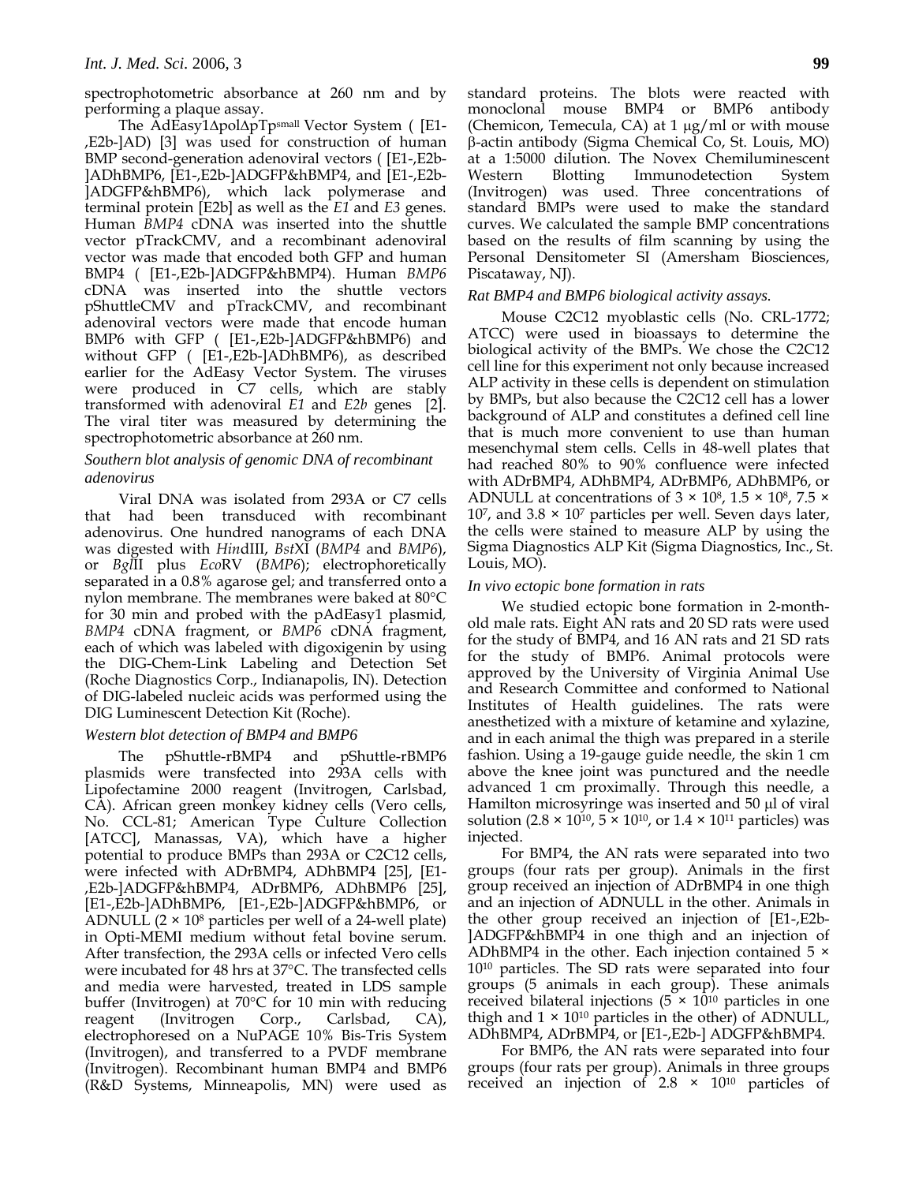spectrophotometric absorbance at 260 nm and by performing a plaque assay.

The AdEasy1ΔpolΔpTp[small] Vector System ( [E1-,E2b-]AD) [3] was used for construction of human BMP second-generation adenoviral vectors ( [E1-,E2b-]ADhBMP6, [E1-,E2b-]ADGFP&hBMP4, and [E1-,E2b-]ADGFP&hBMP6), which lack polymerase and terminal protein [E2b] as well as the *E1* and *E3* genes. Human *BMP4* cDNA was inserted into the shuttle vector pTrackCMV, and a recombinant adenoviral vector was made that encoded both GFP and human BMP4 ( [E1-,E2b-]ADGFP&hBMP4). Human *BMP6* cDNA was inserted into the shuttle vectors pShuttleCMV and pTrackCMV, and recombinant adenoviral vectors were made that encode human BMP6 with GFP ( [E1-,E2b-]ADGFP&hBMP6) and without GFP ( [E1-,E2b-]ADhBMP6), as described earlier for the AdEasy Vector System. The viruses were produced in C7 cells, which are stably transformed with adenoviral *E1* and *E2b* genes [2]. The viral titer was measured by determining the spectrophotometric absorbance at 260 nm.

### *Southern blot analysis of genomic DNA of recombinant adenovirus*

Viral DNA was isolated from 293A or C7 cells that had been transduced with recombinant adenovirus. One hundred nanograms of each DNA was digested with *Hin*dIII, *Bst*XI (*BMP4* and *BMP6*), or *Bgl*II plus *Eco*RV (*BMP6*); electrophoretically separated in a 0.8% agarose gel; and transferred onto a nylon membrane. The membranes were baked at 80°C for 30 min and probed with the pAdEasy1 plasmid, *BMP4* cDNA fragment, or *BMP6* cDNA fragment, each of which was labeled with digoxigenin by using the DIG-Chem-Link Labeling and Detection Set (Roche Diagnostics Corp., Indianapolis, IN). Detection of DIG-labeled nucleic acids was performed using the DIG Luminescent Detection Kit (Roche).

### *Western blot detection of BMP4 and BMP6*

The pShuttle-rBMP4 and pShuttle-rBMP6 plasmids were transfected into 293A cells with Lipofectamine 2000 reagent (Invitrogen, Carlsbad, CA). African green monkey kidney cells (Vero cells, No. CCL-81; American Type Culture Collection [ATCC], Manassas, VA), which have a higher potential to produce BMPs than 293A or C2C12 cells, were infected with ADrBMP4, ADhBMP4 [25], [E1-,E2b-]ADGFP&hBMP4, ADrBMP6, ADhBMP6 [25], [E1-,E2b-]ADhBMP6, [E1-,E2b-]ADGFP&hBMP6, or ADNULL ($2 \times 10^8$ particles per well of a 24-well plate) in Opti-MEMI medium without fetal bovine serum. After transfection, the 293A cells or infected Vero cells were incubated for 48 hrs at 37°C. The transfected cells and media were harvested, treated in LDS sample buffer (Invitrogen) at 70°C for 10 min with reducing reagent (Invitrogen Corp., Carlsbad, CA), electrophoresed on a NuPAGE 10% Bis-Tris System (Invitrogen), and transferred to a PVDF membrane (Invitrogen). Recombinant human BMP4 and BMP6 (R&D Systems, Minneapolis, MN) were used as standard proteins. The blots were reacted with monoclonal mouse BMP4 or BMP6 antibody (Chemicon, Temecula, CA) at 1 μg/ml or with mouse β-actin antibody (Sigma Chemical Co, St. Louis, MO) at a 1:5000 dilution. The Novex Chemiluminescent Western Blotting Immunodetection System (Invitrogen) was used. Three concentrations of standard BMPs were used to make the standard curves. We calculated the sample BMP concentrations based on the results of film scanning by using the Personal Densitometer SI (Amersham Biosciences, Piscataway, NJ).

### *Rat BMP4 and BMP6 biological activity assays.*

Mouse C2C12 myoblastic cells (No. CRL-1772; ATCC) were used in bioassays to determine the biological activity of the BMPs. We chose the C2C12 cell line for this experiment not only because increased ALP activity in these cells is dependent on stimulation by BMPs, but also because the C2C12 cell has a lower background of ALP and constitutes a defined cell line that is much more convenient to use than human mesenchymal stem cells. Cells in 48-well plates that had reached 80% to 90% confluence were infected with ADrBMP4, ADhBMP4, ADrBMP6, ADhBMP6, or ADNULL at concentrations of $3 \times 10^8$, $1.5 \times 10^8$, $7.5 \times 10^7$, and $3.8 \times 10^7$ particles per well. Seven days later, the cells were stained to measure ALP by using the Sigma Diagnostics ALP Kit (Sigma Diagnostics, Inc., St. Louis, MO).

### *In vivo ectopic bone formation in rats*

We studied ectopic bone formation in 2-month-old male rats. Eight AN rats and 20 SD rats were used for the study of BMP4, and 16 AN rats and 21 SD rats for the study of BMP6. Animal protocols were approved by the University of Virginia Animal Use and Research Committee and conformed to National Institutes of Health guidelines. The rats were anesthetized with a mixture of ketamine and xylazine, and in each animal the thigh was prepared in a sterile fashion. Using a 19-gauge guide needle, the skin 1 cm above the knee joint was punctured and the needle advanced 1 cm proximally. Through this needle, a Hamilton microsyringe was inserted and 50 μl of viral solution ($2.8 \times 10^{10}$, $5 \times 10^{10}$, or $1.4 \times 10^{11}$ particles) was injected.

For BMP4, the AN rats were separated into two groups (four rats per group). Animals in the first group received an injection of ADrBMP4 in one thigh and an injection of ADNULL in the other. Animals in the other group received an injection of [E1-,E2b-]ADGFP&hBMP4 in one thigh and an injection of ADhBMP4 in the other. Each injection contained $5 \times 10^{10}$ particles. The SD rats were separated into four groups (5 animals in each group). These animals received bilateral injections ($5 \times 10^{10}$ particles in one thigh and $1 \times 10^{10}$ particles in the other) of ADNULL, ADhBMP4, ADrBMP4, or [E1-,E2b-] ADGFP&hBMP4.

For BMP6, the AN rats were separated into four groups (four rats per group). Animals in three groups received an injection of $2.8 \times 10^{10}$ particles of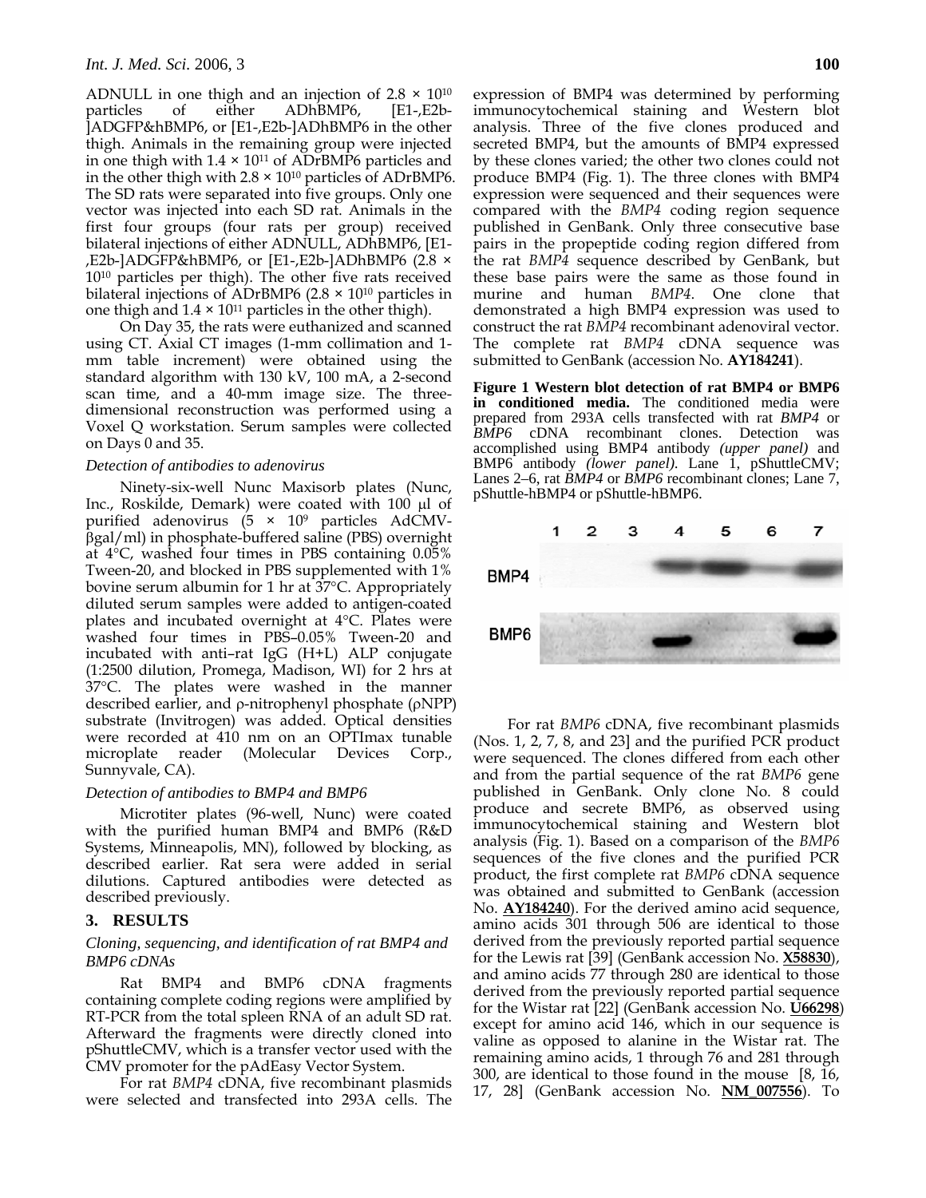ADNULL in one thigh and an injection of $2.8 \times 10^{10}$ particles of either ADhBMP6, [E1-,E2b-]ADGFP&hBMP6, or [E1-,E2b-]ADhBMP6 in the other thigh. Animals in the remaining group were injected in one thigh with $1.4 \times 10^{11}$ of ADrBMP6 particles and in the other thigh with $2.8 \times 10^{10}$ particles of ADrBMP6. The SD rats were separated into five groups. Only one vector was injected into each SD rat. Animals in the first four groups (four rats per group) received bilateral injections of either ADNULL, ADhBMP6, [E1-,E2b-]ADGFP&hBMP6, or [E1-,E2b-]ADhBMP6 ($2.8 \times 10^{10}$ particles per thigh). The other five rats received bilateral injections of ADrBMP6 ($2.8 \times 10^{10}$ particles in one thigh and $1.4 \times 10^{11}$ particles in the other thigh).

On Day 35, the rats were euthanized and scanned using CT. Axial CT images (1-mm collimation and 1-mm table increment) were obtained using the standard algorithm with 130 kV, 100 mA, a 2-second scan time, and a 40-mm image size. The three-dimensional reconstruction was performed using a Voxel Q workstation. Serum samples were collected on Days 0 and 35.

### *Detection of antibodies to adenovirus*

Ninety-six-well Nunc Maxisorb plates (Nunc, Inc., Roskilde, Demark) were coated with 100 μl of purified adenovirus ($5 \times 10^9$ particles AdCMV-βgal/ml) in phosphate-buffered saline (PBS) overnight at 4°C, washed four times in PBS containing 0.05% Tween-20, and blocked in PBS supplemented with 1% bovine serum albumin for 1 hr at 37°C. Appropriately diluted serum samples were added to antigen-coated plates and incubated overnight at 4°C. Plates were washed four times in PBS–0.05% Tween-20 and incubated with anti–rat IgG (H+L) ALP conjugate (1:2500 dilution, Promega, Madison, WI) for 2 hrs at 37°C. The plates were washed in the manner described earlier, and ρ-nitrophenyl phosphate (ρNPP) substrate (Invitrogen) was added. Optical densities were recorded at 410 nm on an OPTImax tunable microplate reader (Molecular Devices Corp., Sunnyvale, CA).

### *Detection of antibodies to BMP4 and BMP6*

Microtiter plates (96-well, Nunc) were coated with the purified human BMP4 and BMP6 (R&D Systems, Minneapolis, MN), followed by blocking, as described earlier. Rat sera were added in serial dilutions. Captured antibodies were detected as described previously.

## 3. RESULTS

### *Cloning, sequencing, and identification of rat BMP4 and BMP6 cDNAs*

Rat BMP4 and BMP6 cDNA fragments containing complete coding regions were amplified by RT-PCR from the total spleen RNA of an adult SD rat. Afterward the fragments were directly cloned into pShuttleCMV, which is a transfer vector used with the CMV promoter for the pAdEasy Vector System.

For rat *BMP4* cDNA, five recombinant plasmids were selected and transfected into 293A cells. The expression of BMP4 was determined by performing immunocytochemical staining and Western blot analysis. Three of the five clones produced and secreted BMP4, but the amounts of BMP4 expressed by these clones varied; the other two clones could not produce BMP4 (Fig. 1). The three clones with BMP4 expression were sequenced and their sequences were compared with the *BMP4* coding region sequence published in GenBank. Only three consecutive base pairs in the propeptide coding region differed from the rat *BMP4* sequence described by GenBank, but these base pairs were the same as those found in murine and human *BMP4*. One clone that demonstrated a high BMP4 expression was used to construct the rat *BMP4* recombinant adenoviral vector. The complete rat *BMP4* cDNA sequence was submitted to GenBank (accession No. **AY184241**).

**Figure 1 Western blot detection of rat BMP4 or BMP6 in conditioned media.** The conditioned media were prepared from 293A cells transfected with rat *BMP4* or *BMP6* cDNA recombinant clones. Detection was accomplished using BMP4 antibody *(upper panel)* and BMP6 antibody *(lower panel).* Lane 1, pShuttleCMV; Lanes 2–6, rat *BMP4* or *BMP6* recombinant clones; Lane 7, pShuttle-hBMP4 or pShuttle-hBMP6.

For rat *BMP6* cDNA, five recombinant plasmids (Nos. 1, 2, 7, 8, and 23] and the purified PCR product were sequenced. The clones differed from each other and from the partial sequence of the rat *BMP6* gene published in GenBank. Only clone No. 8 could produce and secrete BMP6, as observed using immunocytochemical staining and Western blot analysis (Fig. 1). Based on a comparison of the *BMP6* sequences of the five clones and the purified PCR product, the first complete rat *BMP6* cDNA sequence was obtained and submitted to GenBank (accession No. **AY184240**). For the derived amino acid sequence, amino acids 301 through 506 are identical to those derived from the previously reported partial sequence for the Lewis rat [39] (GenBank accession No. **X58830**), and amino acids 77 through 280 are identical to those derived from the previously reported partial sequence for the Wistar rat [22] (GenBank accession No. **U66298**) except for amino acid 146, which in our sequence is valine as opposed to alanine in the Wistar rat. The remaining amino acids, 1 through 76 and 281 through 300, are identical to those found in the mouse [8, 16, 17, 28] (GenBank accession No. **NM_007556**). To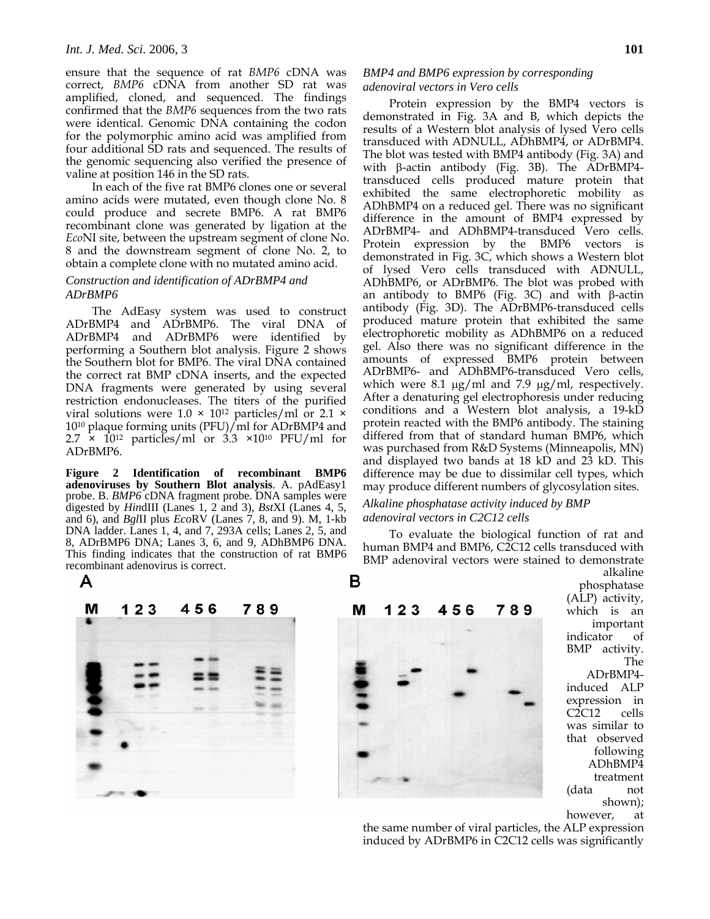ensure that the sequence of rat *BMP6* cDNA was correct, *BMP6* cDNA from another SD rat was amplified, cloned, and sequenced. The findings confirmed that the *BMP6* sequences from the two rats were identical. Genomic DNA containing the codon for the polymorphic amino acid was amplified from four additional SD rats and sequenced. The results of the genomic sequencing also verified the presence of valine at position 146 in the SD rats.

In each of the five rat BMP6 clones one or several amino acids were mutated, even though clone No. 8 could produce and secrete BMP6. A rat BMP6 recombinant clone was generated by ligation at the *Eco*NI site, between the upstream segment of clone No. 8 and the downstream segment of clone No. 2, to obtain a complete clone with no mutated amino acid.

### *Construction and identification of ADrBMP4 and ADrBMP6*

The AdEasy system was used to construct ADrBMP4 and ADrBMP6. The viral DNA of ADrBMP4 and ADrBMP6 were identified by performing a Southern blot analysis. Figure 2 shows the Southern blot for BMP6. The viral DNA contained the correct rat BMP cDNA inserts, and the expected DNA fragments were generated by using several restriction endonucleases. The titers of the purified viral solutions were $1.0 \times 10^{12}$ particles/ml or $2.1 \times 10^{10}$ plaque forming units (PFU)/ml for ADrBMP4 and $2.7 \times 10^{12}$ particles/ml or $3.3 \times 10^{10}$ PFU/ml for ADrBMP6.

**Figure 2 Identification of recombinant BMP6 adenoviruses by Southern Blot analysis**. A. pAdEasy1 probe. B. *BMP6* cDNA fragment probe. DNA samples were digested by *Hin*dIII (Lanes 1, 2 and 3), *Bst*XI (Lanes 4, 5, and 6), and *Bgl*II plus *Eco*RV (Lanes 7, 8, and 9). M, 1-kb DNA ladder. Lanes 1, 4, and 7, 293A cells; Lanes 2, 5, and 8, ADrBMP6 DNA; Lanes 3, 6, and 9, ADhBMP6 DNA. This finding indicates that the construction of rat BMP6 recombinant adenovirus is correct.

### *BMP4 and BMP6 expression by corresponding adenoviral vectors in Vero cells*

Protein expression by the BMP4 vectors is demonstrated in Fig. 3A and B, which depicts the results of a Western blot analysis of lysed Vero cells transduced with ADNULL, ADhBMP4, or ADrBMP4. The blot was tested with BMP4 antibody (Fig. 3A) and with β-actin antibody (Fig. 3B). The ADrBMP4-transduced cells produced mature protein that exhibited the same electrophoretic mobility as ADhBMP4 on a reduced gel. There was no significant difference in the amount of BMP4 expressed by ADrBMP4- and ADhBMP4-transduced Vero cells. Protein expression by the BMP6 vectors is demonstrated in Fig. 3C, which shows a Western blot of lysed Vero cells transduced with ADNULL, ADhBMP6, or ADrBMP6. The blot was probed with an antibody to BMP6 (Fig. 3C) and with β-actin antibody (Fig. 3D). The ADrBMP6-transduced cells produced mature protein that exhibited the same electrophoretic mobility as ADhBMP6 on a reduced gel. Also there was no significant difference in the amounts of expressed BMP6 protein between ADrBMP6- and ADhBMP6-transduced Vero cells, which were 8.1 μg/ml and 7.9 μg/ml, respectively. After a denaturing gel electrophoresis under reducing conditions and a Western blot analysis, a 19-kD protein reacted with the BMP6 antibody. The staining differed from that of standard human BMP6, which was purchased from R&D Systems (Minneapolis, MN) and displayed two bands at 18 kD and 23 kD. This difference may be due to dissimilar cell types, which may produce different numbers of glycosylation sites.

### *Alkaline phosphatase activity induced by BMP adenoviral vectors in C2C12 cells*

To evaluate the biological function of rat and human BMP4 and BMP6, C2C12 cells transduced with BMP adenoviral vectors were stained to demonstrate alkaline phosphatase (ALP) activity, which is an important indicator of BMP activity. The ADrBMP4-induced ALP expression in C2C12 cells was similar to that observed following ADhBMP4 treatment (data not shown); however, at the same number of viral particles, the ALP expression induced by ADrBMP6 in C2C12 cells was significantly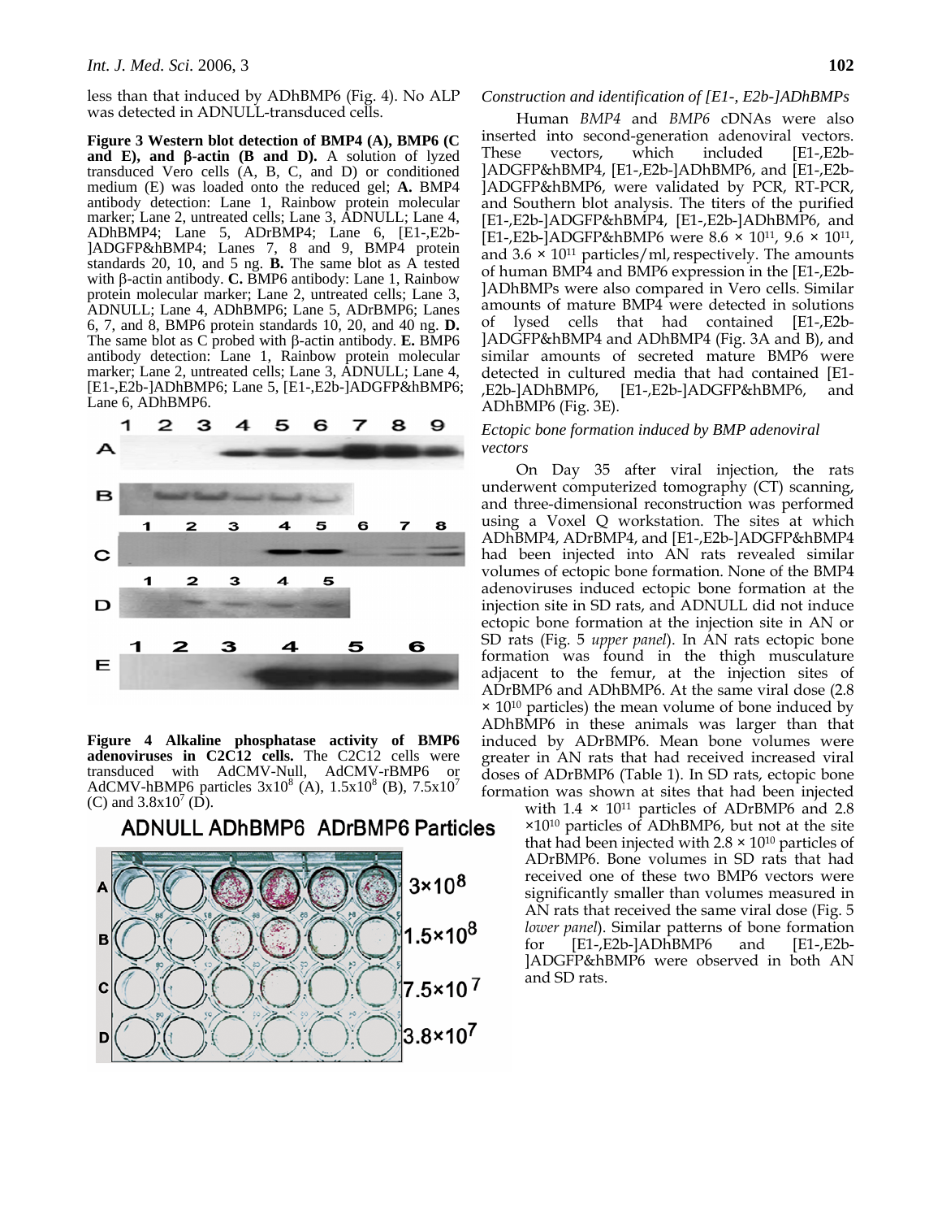less than that induced by ADhBMP6 (Fig. 4). No ALP was detected in ADNULL-transduced cells.

**Figure 3 Western blot detection of BMP4 (A), BMP6 (C and E), and β-actin (B and D).** A solution of lyzed transduced Vero cells (A, B, C, and D) or conditioned medium (E) was loaded onto the reduced gel; **A.** BMP4 antibody detection: Lane 1, Rainbow protein molecular marker; Lane 2, untreated cells; Lane 3, ADNULL; Lane 4, ADhBMP4; Lane 5, ADrBMP4; Lane 6, [E1-,E2b-]ADGFP&hBMP4; Lanes 7, 8 and 9, BMP4 protein standards 20, 10, and 5 ng. **B.** The same blot as A tested with β-actin antibody. **C.** BMP6 antibody: Lane 1, Rainbow protein molecular marker; Lane 2, untreated cells; Lane 3, ADNULL; Lane 4, ADhBMP6; Lane 5, ADrBMP6; Lanes 6, 7, and 8, BMP6 protein standards 10, 20, and 40 ng. **D.** The same blot as C probed with β-actin antibody. **E.** BMP6 antibody detection: Lane 1, Rainbow protein molecular marker; Lane 2, untreated cells; Lane 3, ADNULL; Lane 4, [E1-,E2b-]ADhBMP6; Lane 5, [E1-,E2b-]ADGFP&hBMP6; Lane 6, ADhBMP6.

**Figure 4 Alkaline phosphatase activity of BMP6 adenoviruses in C2C12 cells.** The C2C12 cells were transduced with AdCMV-Null, AdCMV-rBMP6 or AdCMV-hBMP6 particles $3 \times 10^8$ (A), $1.5 \times 10^8$ (B), $7.5 \times 10^7$ (C) and $3.8 \times 10^7$ (D).

*Construction and identification of [E1-, E2b-]ADhBMPs*

Human *BMP4* and *BMP6* cDNAs were also inserted into second-generation adenoviral vectors. These vectors, which included [E1-,E2b-]ADGFP&hBMP4, [E1-,E2b-]ADhBMP6, and [E1-,E2b-]ADGFP&hBMP6, were validated by PCR, RT-PCR, and Southern blot analysis. The titers of the purified [E1-,E2b-]ADGFP&hBMP4, [E1-,E2b-]ADhBMP6, and [E1-,E2b-]ADGFP&hBMP6 were $8.6 \times 10^{11}$, $9.6 \times 10^{11}$, and $3.6 \times 10^{11}$ particles/ml, respectively. The amounts of human BMP4 and BMP6 expression in the [E1-,E2b-]ADhBMPs were also compared in Vero cells. Similar amounts of mature BMP4 were detected in solutions of lysed cells that had contained [E1-,E2b-]ADGFP&hBMP4 and ADhBMP4 (Fig. 3A and B), and similar amounts of secreted mature BMP6 were detected in cultured media that had contained [E1-,E2b-]ADhBMP6, [E1-,E2b-]ADGFP&hBMP6, and ADhBMP6 (Fig. 3E).

*Ectopic bone formation induced by BMP adenoviral vectors*

On Day 35 after viral injection, the rats underwent computerized tomography (CT) scanning, and three-dimensional reconstruction was performed using a Voxel Q workstation. The sites at which ADhBMP4, ADrBMP4, and [E1-,E2b-]ADGFP&hBMP4 had been injected into AN rats revealed similar volumes of ectopic bone formation. None of the BMP4 adenoviruses induced ectopic bone formation at the injection site in SD rats, and ADNULL did not induce ectopic bone formation at the injection site in AN or SD rats (Fig. 5 *upper panel*). In AN rats ectopic bone formation was found in the thigh musculature adjacent to the femur, at the injection sites of ADrBMP6 and ADhBMP6. At the same viral dose ($2.8 \times 10^{10}$ particles) the mean volume of bone induced by ADhBMP6 in these animals was larger than that induced by ADrBMP6. Mean bone volumes were greater in AN rats that had received increased viral doses of ADrBMP6 (Table 1). In SD rats, ectopic bone formation was shown at sites that had been injected with $1.4 \times 10^{11}$ particles of ADrBMP6 and $2.8 \times 10^{10}$ particles of ADhBMP6, but not at the site that had been injected with $2.8 \times 10^{10}$ particles of ADrBMP6. Bone volumes in SD rats that had received one of these two BMP6 vectors were significantly smaller than volumes measured in AN rats that received the same viral dose (Fig. 5 *lower panel*). Similar patterns of bone formation for [E1-,E2b-]ADhBMP6 and [E1-,E2b-]ADGFP&hBMP6 were observed in both AN and SD rats.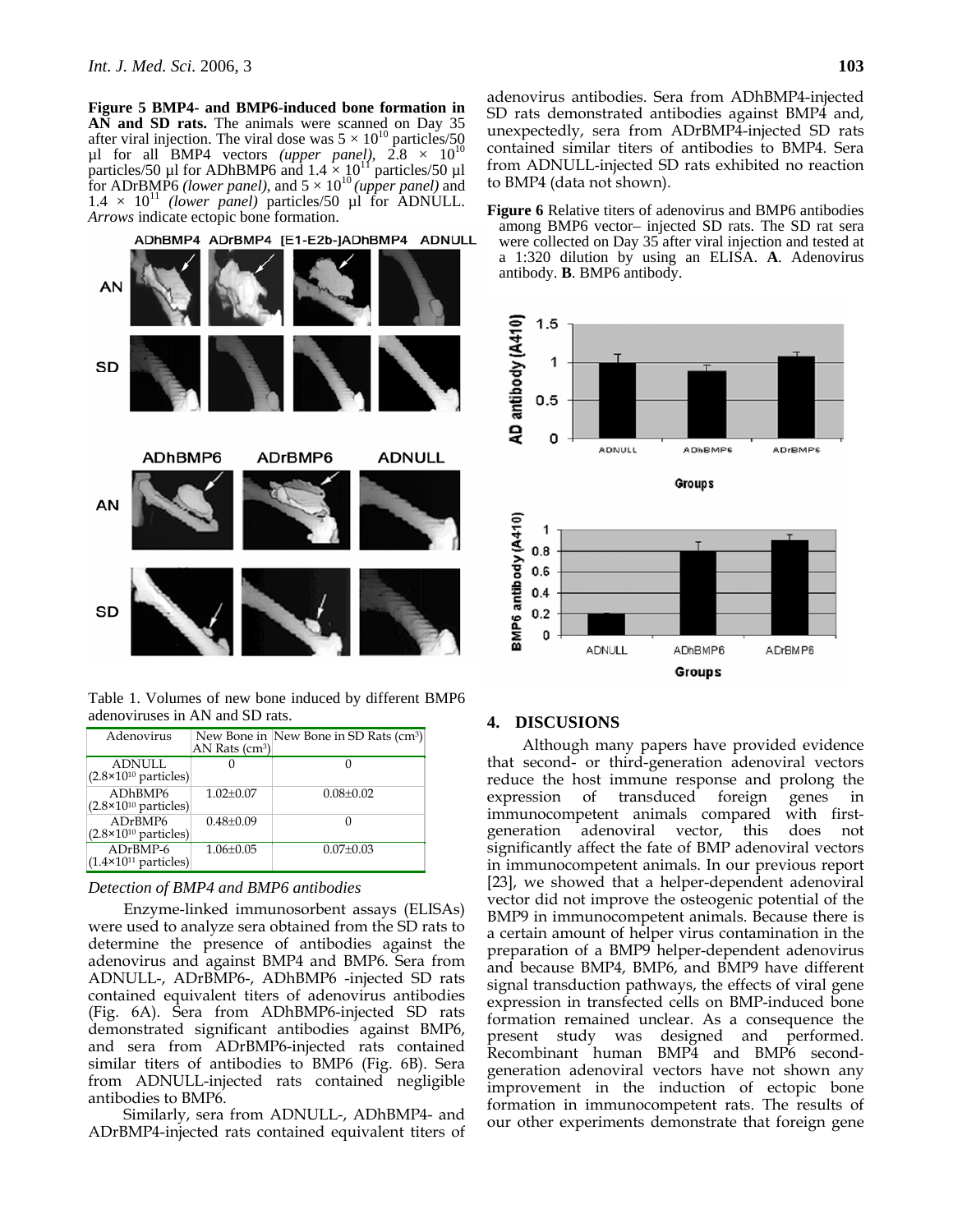**Figure 5 BMP4- and BMP6-induced bone formation in AN and SD rats.** The animals were scanned on Day 35 after viral injection. The viral dose was $5 \times 10^{10}$ particles/50 µl for all BMP4 vectors *(upper panel)*, $2.8 \times 10^{10}$ particles/50 µl for ADhBMP6 and $1.4 \times 10^{11}$ particles/50 µl for ADrBMP6 *(lower panel)*, and $5 \times 10^{10}$ *(upper panel)* and $1.4 \times 10^{11}$ *(lower panel)* particles/50 µl for ADNULL. *Arrows* indicate ectopic bone formation.

Table 1. Volumes of new bone induced by different BMP6 adenoviruses in AN and SD rats.

| Adenovirus | New Bone in AN Rats (cm³) | New Bone in SD Rats (cm³) |
|---|---|---|
| ADNULL ($2.8\times10^{10}$ particles) | 0 | 0 |
| ADhBMP6 ($2.8\times10^{10}$ particles) | 1.02±0.07 | 0.08±0.02 |
| ADrBMP6 ($2.8\times10^{10}$ particles) | 0.48±0.09 | 0 |
| ADrBMP-6 ($1.4\times10^{11}$ particles) | 1.06±0.05 | 0.07±0.03 |

*Detection of BMP4 and BMP6 antibodies*

Enzyme-linked immunosorbent assays (ELISAs) were used to analyze sera obtained from the SD rats to determine the presence of antibodies against the adenovirus and against BMP4 and BMP6. Sera from ADNULL-, ADrBMP6-, ADhBMP6 -injected SD rats contained equivalent titers of adenovirus antibodies (Fig. 6A). Sera from ADhBMP6-injected SD rats demonstrated significant antibodies against BMP6, and sera from ADrBMP6-injected rats contained similar titers of antibodies to BMP6 (Fig. 6B). Sera from ADNULL-injected rats contained negligible antibodies to BMP6.

Similarly, sera from ADNULL-, ADhBMP4- and ADrBMP4-injected rats contained equivalent titers of adenovirus antibodies. Sera from ADhBMP4-injected SD rats demonstrated antibodies against BMP4 and, unexpectedly, sera from ADrBMP4-injected SD rats contained similar titers of antibodies to BMP4. Sera from ADNULL-injected SD rats exhibited no reaction to BMP4 (data not shown).

**Figure 6** Relative titers of adenovirus and BMP6 antibodies among BMP6 vector– injected SD rats. The SD rat sera were collected on Day 35 after viral injection and tested at a 1:320 dilution by using an ELISA. **A**. Adenovirus antibody. **B**. BMP6 antibody.

## 4. DISCUSIONS

Although many papers have provided evidence that second- or third-generation adenoviral vectors reduce the host immune response and prolong the expression of transduced foreign genes in immunocompetent animals compared with first-generation adenoviral vector, this does not significantly affect the fate of BMP adenoviral vectors in immunocompetent animals. In our previous report [23], we showed that a helper-dependent adenoviral vector did not improve the osteogenic potential of the BMP9 in immunocompetent animals. Because there is a certain amount of helper virus contamination in the preparation of a BMP9 helper-dependent adenovirus and because BMP4, BMP6, and BMP9 have different signal transduction pathways, the effects of viral gene expression in transfected cells on BMP-induced bone formation remained unclear. As a consequence the present study was designed and performed. Recombinant human BMP4 and BMP6 second-generation adenoviral vectors have not shown any improvement in the induction of ectopic bone formation in immunocompetent rats. The results of our other experiments demonstrate that foreign gene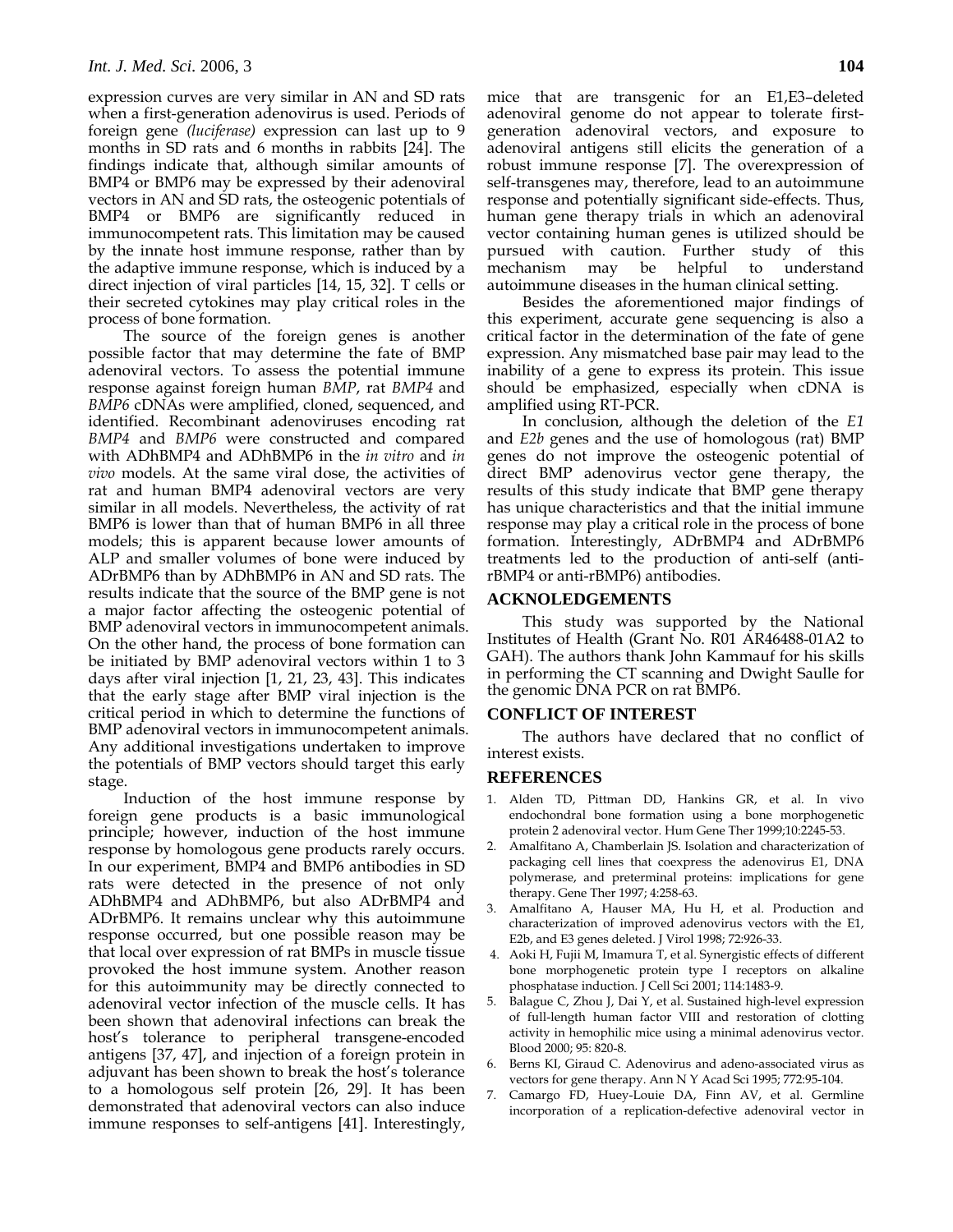expression curves are very similar in AN and SD rats when a first-generation adenovirus is used. Periods of foreign gene *(luciferase)* expression can last up to 9 months in SD rats and 6 months in rabbits [24]. The findings indicate that, although similar amounts of BMP4 or BMP6 may be expressed by their adenoviral vectors in AN and SD rats, the osteogenic potentials of BMP4 or BMP6 are significantly reduced in immunocompetent rats. This limitation may be caused by the innate host immune response, rather than by the adaptive immune response, which is induced by a direct injection of viral particles [14, 15, 32]. T cells or their secreted cytokines may play critical roles in the process of bone formation.

The source of the foreign genes is another possible factor that may determine the fate of BMP adenoviral vectors. To assess the potential immune response against foreign human *BMP*, rat *BMP4* and *BMP6* cDNAs were amplified, cloned, sequenced, and identified. Recombinant adenoviruses encoding rat *BMP4* and *BMP6* were constructed and compared with ADhBMP4 and ADhBMP6 in the *in vitro* and *in vivo* models. At the same viral dose, the activities of rat and human BMP4 adenoviral vectors are very similar in all models. Nevertheless, the activity of rat BMP6 is lower than that of human BMP6 in all three models; this is apparent because lower amounts of ALP and smaller volumes of bone were induced by ADrBMP6 than by ADhBMP6 in AN and SD rats. The results indicate that the source of the BMP gene is not a major factor affecting the osteogenic potential of BMP adenoviral vectors in immunocompetent animals. On the other hand, the process of bone formation can be initiated by BMP adenoviral vectors within 1 to 3 days after viral injection [1, 21, 23, 43]. This indicates that the early stage after BMP viral injection is the critical period in which to determine the functions of BMP adenoviral vectors in immunocompetent animals. Any additional investigations undertaken to improve the potentials of BMP vectors should target this early stage.

Induction of the host immune response by foreign gene products is a basic immunological principle; however, induction of the host immune response by homologous gene products rarely occurs. In our experiment, BMP4 and BMP6 antibodies in SD rats were detected in the presence of not only ADhBMP4 and ADhBMP6, but also ADrBMP4 and ADrBMP6. It remains unclear why this autoimmune response occurred, but one possible reason may be that local over expression of rat BMPs in muscle tissue provoked the host immune system. Another reason for this autoimmunity may be directly connected to adenoviral vector infection of the muscle cells. It has been shown that adenoviral infections can break the host's tolerance to peripheral transgene-encoded antigens [37, 47], and injection of a foreign protein in adjuvant has been shown to break the host's tolerance to a homologous self protein [26, 29]. It has been demonstrated that adenoviral vectors can also induce immune responses to self-antigens [41]. Interestingly, mice that are transgenic for an E1,E3–deleted adenoviral genome do not appear to tolerate first-generation adenoviral vectors, and exposure to adenoviral antigens still elicits the generation of a robust immune response [7]. The overexpression of self-transgenes may, therefore, lead to an autoimmune response and potentially significant side-effects. Thus, human gene therapy trials in which an adenoviral vector containing human genes is utilized should be pursued with caution. Further study of this mechanism may be helpful to understand autoimmune diseases in the human clinical setting.

Besides the aforementioned major findings of this experiment, accurate gene sequencing is also a critical factor in the determination of the fate of gene expression. Any mismatched base pair may lead to the inability of a gene to express its protein. This issue should be emphasized, especially when cDNA is amplified using RT-PCR.

In conclusion, although the deletion of the *E1* and *E2b* genes and the use of homologous (rat) BMP genes do not improve the osteogenic potential of direct BMP adenovirus vector gene therapy, the results of this study indicate that BMP gene therapy has unique characteristics and that the initial immune response may play a critical role in the process of bone formation. Interestingly, ADrBMP4 and ADrBMP6 treatments led to the production of anti-self (anti-rBMP4 or anti-rBMP6) antibodies.

## ACKNOLEDGEMENTS

This study was supported by the National Institutes of Health (Grant No. R01 AR46488-01A2 to GAH). The authors thank John Kammauf for his skills in performing the CT scanning and Dwight Saulle for the genomic DNA PCR on rat BMP6.

## CONFLICT OF INTEREST

The authors have declared that no conflict of interest exists.

## REFERENCES

1. Alden TD, Pittman DD, Hankins GR, et al. In vivo endochondral bone formation using a bone morphogenetic protein 2 adenoviral vector. Hum Gene Ther 1999;10:2245-53.
2. Amalfitano A, Chamberlain JS. Isolation and characterization of packaging cell lines that coexpress the adenovirus E1, DNA polymerase, and preterminal proteins: implications for gene therapy. Gene Ther 1997; 4:258-63.
3. Amalfitano A, Hauser MA, Hu H, et al. Production and characterization of improved adenovirus vectors with the E1, E2b, and E3 genes deleted. J Virol 1998; 72:926-33.
4. Aoki H, Fujii M, Imamura T, et al. Synergistic effects of different bone morphogenetic protein type I receptors on alkaline phosphatase induction. J Cell Sci 2001; 114:1483-9.
5. Balague C, Zhou J, Dai Y, et al. Sustained high-level expression of full-length human factor VIII and restoration of clotting activity in hemophilic mice using a minimal adenovirus vector. Blood 2000; 95: 820-8.
6. Berns KI, Giraud C. Adenovirus and adeno-associated virus as vectors for gene therapy. Ann N Y Acad Sci 1995; 772:95-104.
7. Camargo FD, Huey-Louie DA, Finn AV, et al. Germline incorporation of a replication-defective adenoviral vector in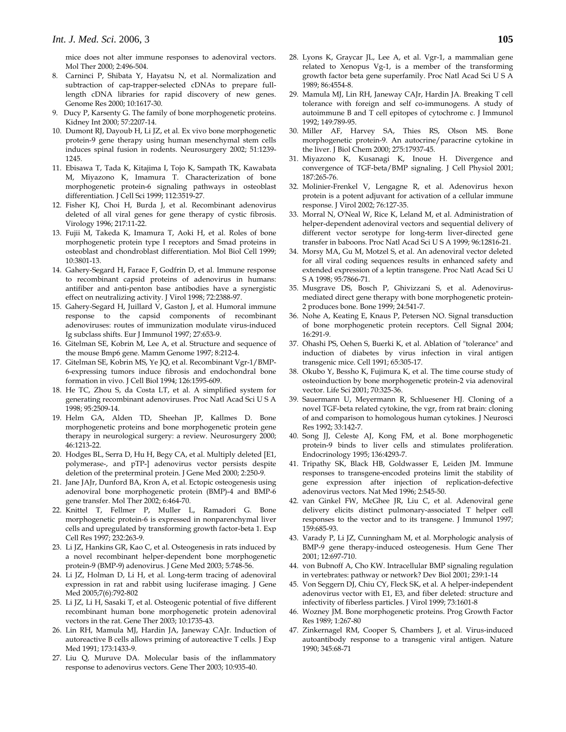mice does not alter immune responses to adenoviral vectors. Mol Ther 2000; 2:496-504.

8. Carninci P, Shibata Y, Hayatsu N, et al. Normalization and subtraction of cap-trapper-selected cDNAs to prepare full-length cDNA libraries for rapid discovery of new genes. Genome Res 2000; 10:1617-30.
9. Ducy P, Karsenty G. The family of bone morphogenetic proteins. Kidney Int 2000; 57:2207-14.
10. Dumont RJ, Dayoub H, Li JZ, et al. Ex vivo bone morphogenetic protein-9 gene therapy using human mesenchymal stem cells induces spinal fusion in rodents. Neurosurgery 2002; 51:1239-1245.
11. Ebisawa T, Tada K, Kitajima I, Tojo K, Sampath TK, Kawabata M, Miyazono K, Imamura T. Characterization of bone morphogenetic protein-6 signaling pathways in osteoblast differentiation. J Cell Sci 1999; 112:3519-27.
12. Fisher KJ, Choi H, Burda J, et al. Recombinant adenovirus deleted of all viral genes for gene therapy of cystic fibrosis. Virology 1996; 217:11-22.
13. Fujii M, Takeda K, Imamura T, Aoki H, et al. Roles of bone morphogenetic protein type I receptors and Smad proteins in osteoblast and chondroblast differentiation. Mol Biol Cell 1999; 10:3801-13.
14. Gahery-Segard H, Farace F, Godfrin D, et al. Immune response to recombinant capsid proteins of adenovirus in humans: antifiber and anti-penton base antibodies have a synergistic effect on neutralizing activity. J Virol 1998; 72:2388-97.
15. Gahery-Segard H, Juillard V, Gaston J, et al. Humoral immune response to the capsid components of recombinant adenoviruses: routes of immunization modulate virus-induced Ig subclass shifts. Eur J Immunol 1997; 27:653-9.
16. Gitelman SE, Kobrin M, Lee A, et al. Structure and sequence of the mouse Bmp6 gene. Mamm Genome 1997; 8:212-4.
17. Gitelman SE, Kobrin MS, Ye JQ, et al. Recombinant Vgr-1/BMP-6-expressing tumors induce fibrosis and endochondral bone formation in vivo. J Cell Biol 1994; 126:1595-609.
18. He TC, Zhou S, da Costa LT, et al. A simplified system for generating recombinant adenoviruses. Proc Natl Acad Sci U S A 1998; 95:2509-14.
19. Helm GA, Alden TD, Sheehan JP, Kallmes D. Bone morphogenetic proteins and bone morphogenetic protein gene therapy in neurological surgery: a review. Neurosurgery 2000; 46:1213-22.
20. Hodges BL, Serra D, Hu H, Begy CA, et al. Multiply deleted [E1, polymerase-, and pTP-] adenovirus vector persists despite deletion of the preterminal protein. J Gene Med 2000; 2:250-9.
21. Jane JAJr, Dunford BA, Kron A, et al. Ectopic osteogenesis using adenoviral bone morphogenetic protein (BMP)-4 and BMP-6 gene transfer. Mol Ther 2002; 6:464-70.
22. Knittel T, Fellmer P, Muller L, Ramadori G. Bone morphogenetic protein-6 is expressed in nonparenchymal liver cells and upregulated by transforming growth factor-beta 1. Exp Cell Res 1997; 232:263-9.
23. Li JZ, Hankins GR, Kao C, et al. Osteogenesis in rats induced by a novel recombinant helper-dependent bone morphogenetic protein-9 (BMP-9) adenovirus. J Gene Med 2003; 5:748-56.
24. Li JZ, Holman D, Li H, et al. Long-term tracing of adenoviral expression in rat and rabbit using luciferase imaging. J Gene Med 2005;7(6):792-802
25. Li JZ, Li H, Sasaki T, et al. Osteogenic potential of five different recombinant human bone morphogenetic protein adenoviral vectors in the rat. Gene Ther 2003; 10:1735-43.
26. Lin RH, Mamula MJ, Hardin JA, Janeway CAJr. Induction of autoreactive B cells allows priming of autoreactive T cells. J Exp Med 1991; 173:1433-9.
27. Liu Q, Muruve DA. Molecular basis of the inflammatory response to adenovirus vectors. Gene Ther 2003; 10:935-40.
28. Lyons K, Graycar JL, Lee A, et al. Vgr-1, a mammalian gene related to Xenopus Vg-1, is a member of the transforming growth factor beta gene superfamily. Proc Natl Acad Sci U S A 1989; 86:4554-8.
29. Mamula MJ, Lin RH, Janeway CAJr, Hardin JA. Breaking T cell tolerance with foreign and self co-immunogens. A study of autoimmune B and T cell epitopes of cytochrome c. J Immunol 1992; 149:789-95.
30. Miller AF, Harvey SA, Thies RS, Olson MS. Bone morphogenetic protein-9. An autocrine/paracrine cytokine in the liver. J Biol Chem 2000; 275:17937-45.
31. Miyazono K, Kusanagi K, Inoue H. Divergence and convergence of TGF-beta/BMP signaling. J Cell Physiol 2001; 187:265-76.
32. Molinier-Frenkel V, Lengagne R, et al. Adenovirus hexon protein is a potent adjuvant for activation of a cellular immune response. J Virol 2002; 76:127-35.
33. Morral N, O'Neal W, Rice K, Leland M, et al. Administration of helper-dependent adenoviral vectors and sequential delivery of different vector serotype for long-term liver-directed gene transfer in baboons. Proc Natl Acad Sci U S A 1999; 96:12816-21.
34. Morsy MA, Gu M, Motzel S, et al. An adenoviral vector deleted for all viral coding sequences results in enhanced safety and extended expression of a leptin transgene. Proc Natl Acad Sci U S A 1998; 95:7866-71.
35. Musgrave DS, Bosch P, Ghivizzani S, et al. Adenovirus-mediated direct gene therapy with bone morphogenetic protein-2 produces bone. Bone 1999; 24:541-7.
36. Nohe A, Keating E, Knaus P, Petersen NO. Signal transduction of bone morphogenetic protein receptors. Cell Signal 2004; 16:291-9.
37. Ohashi PS, Oehen S, Buerki K, et al. Ablation of "tolerance" and induction of diabetes by virus infection in viral antigen transgenic mice. Cell 1991; 65:305-17.
38. Okubo Y, Bessho K, Fujimura K, et al. The time course study of osteoinduction by bone morphogenetic protein-2 via adenoviral vector. Life Sci 2001; 70:325-36.
39. Sauermann U, Meyermann R, Schluesener HJ. Cloning of a novel TGF-beta related cytokine, the vgr, from rat brain: cloning of and comparison to homologous human cytokines. J Neurosci Res 1992; 33:142-7.
40. Song JJ, Celeste AJ, Kong FM, et al. Bone morphogenetic protein-9 binds to liver cells and stimulates proliferation. Endocrinology 1995; 136:4293-7.
41. Tripathy SK, Black HB, Goldwasser E, Leiden JM. Immune responses to transgene-encoded proteins limit the stability of gene expression after injection of replication-defective adenovirus vectors. Nat Med 1996; 2:545-50.
42. van Ginkel FW, McGhee JR, Liu C, et al. Adenoviral gene delivery elicits distinct pulmonary-associated T helper cell responses to the vector and to its transgene. J Immunol 1997; 159:685-93.
43. Varady P, Li JZ, Cunningham M, et al. Morphologic analysis of BMP-9 gene therapy-induced osteogenesis. Hum Gene Ther 2001; 12:697-710.
44. von Bubnoff A, Cho KW. Intracellular BMP signaling regulation in vertebrates: pathway or network? Dev Biol 2001; 239:1-14
45. Von Seggern DJ, Chiu CY, Fleck SK, et al. A helper-independent adenovirus vector with E1, E3, and fiber deleted: structure and infectivity of fiberless particles. J Virol 1999; 73:1601-8
46. Wozney JM. Bone morphogenetic proteins. Prog Growth Factor Res 1989; 1:267-80
47. Zinkernagel RM, Cooper S, Chambers J, et al. Virus-induced autoantibody response to a transgenic viral antigen. Nature 1990; 345:68-71